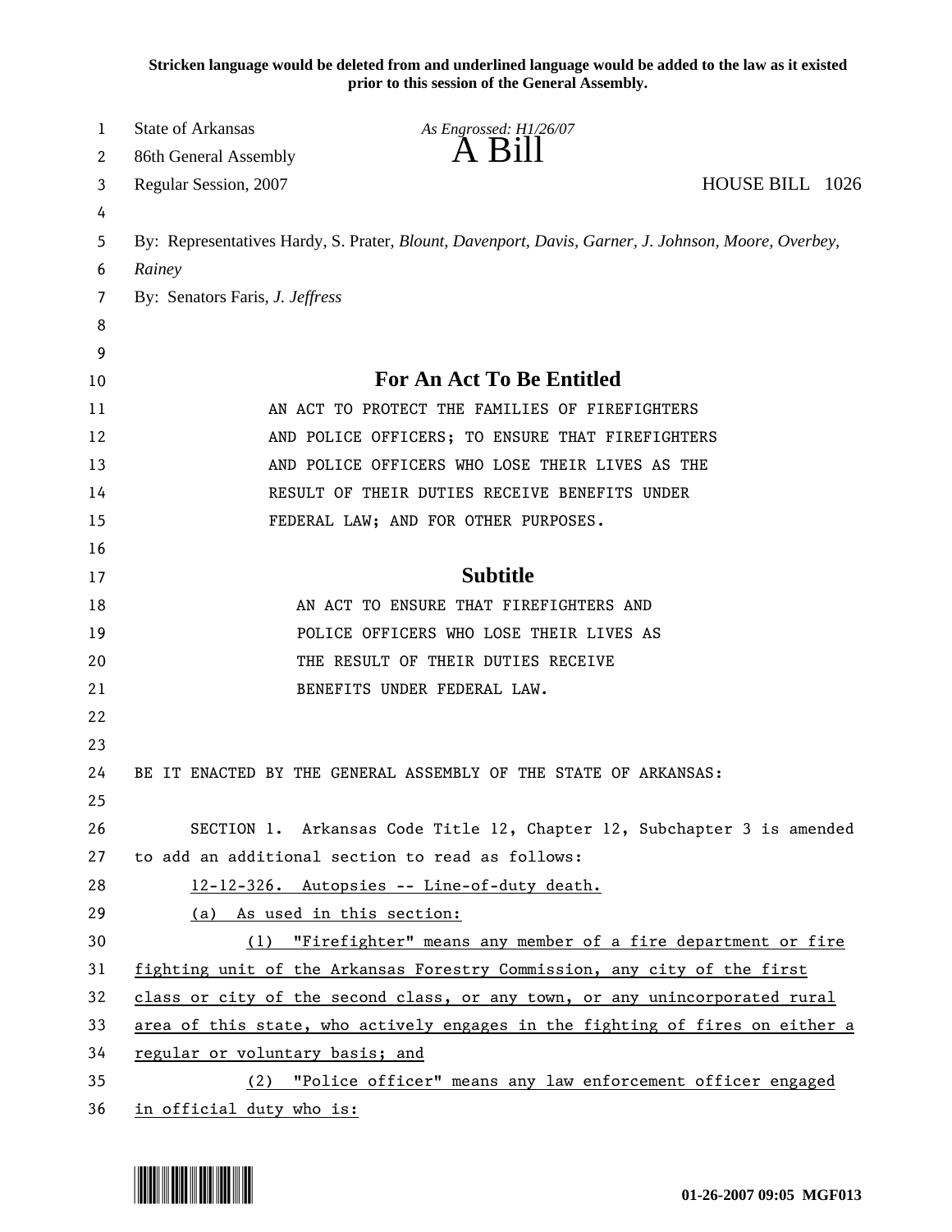**Stricken language would be deleted from and underlined language would be added to the law as it existed prior to this session of the General Assembly.**

State of Arkansas
86th General Assembly
Regular Session, 2007

*As Engrossed: H1/26/07*

# A Bill

HOUSE BILL 1026

By: Representatives Hardy, S. Prater, *Blount, Davenport, Davis, Garner, J. Johnson, Moore, Overbey, Rainey*

By: Senators Faris, *J. Jeffress*

## For An Act To Be Entitled

AN ACT TO PROTECT THE FAMILIES OF FIREFIGHTERS AND POLICE OFFICERS; TO ENSURE THAT FIREFIGHTERS AND POLICE OFFICERS WHO LOSE THEIR LIVES AS THE RESULT OF THEIR DUTIES RECEIVE BENEFITS UNDER FEDERAL LAW; AND FOR OTHER PURPOSES.

## Subtitle

AN ACT TO ENSURE THAT FIREFIGHTERS AND POLICE OFFICERS WHO LOSE THEIR LIVES AS THE RESULT OF THEIR DUTIES RECEIVE BENEFITS UNDER FEDERAL LAW.

BE IT ENACTED BY THE GENERAL ASSEMBLY OF THE STATE OF ARKANSAS:

SECTION 1. Arkansas Code Title 12, Chapter 12, Subchapter 3 is amended to add an additional section to read as follows:

<u>12-12-326. Autopsies -- Line-of-duty death.</u>

<u>(a) As used in this section:</u>

<u>(1) "Firefighter" means any member of a fire department or fire fighting unit of the Arkansas Forestry Commission, any city of the first class or city of the second class, or any town, or any unincorporated rural area of this state, who actively engages in the fighting of fires on either a regular or voluntary basis; and</u>

<u>(2) "Police officer" means any law enforcement officer engaged in official duty who is:</u>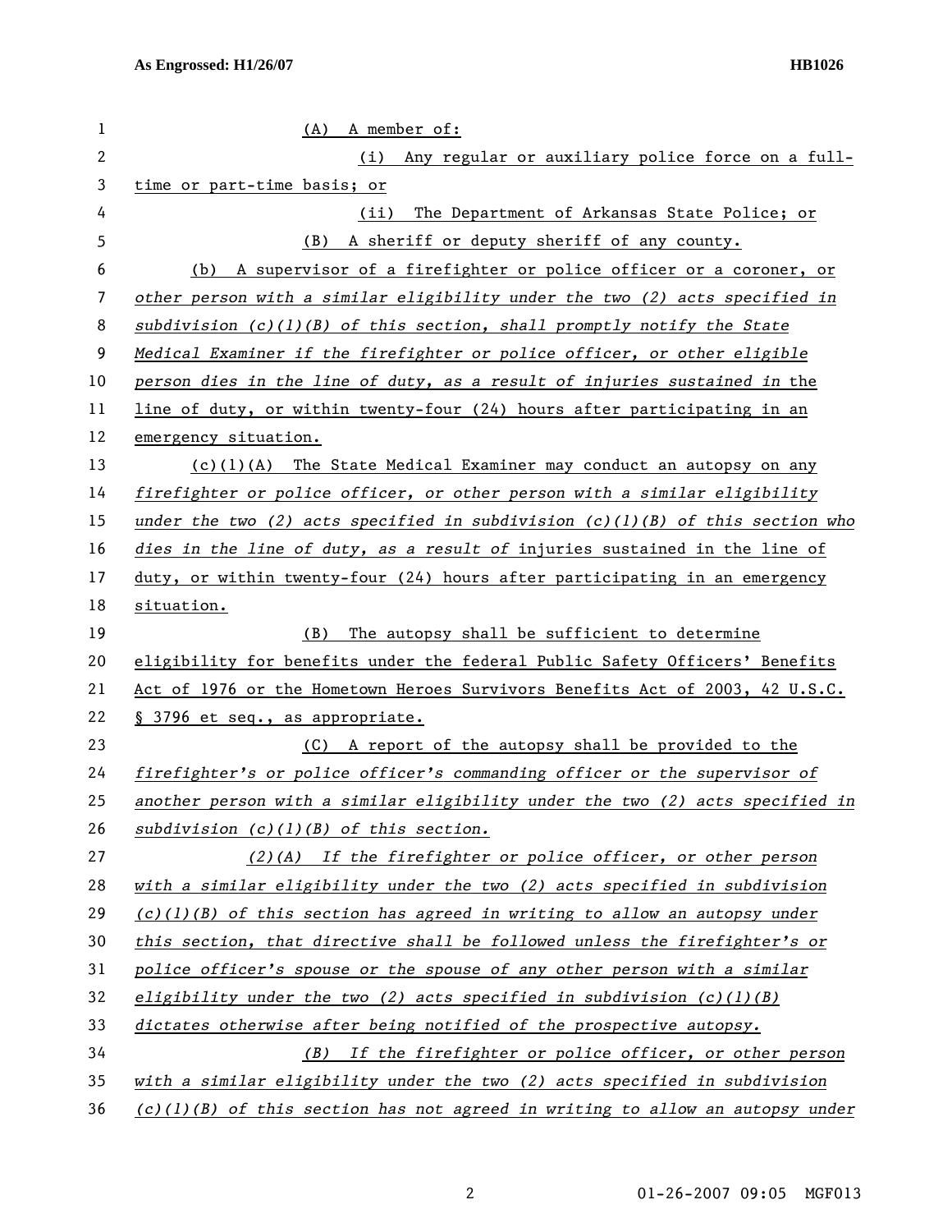(A) A member of:

(i) Any regular or auxiliary police force on a full-time or part-time basis; or

(ii) The Department of Arkansas State Police; or

(B) A sheriff or deputy sheriff of any county.

(b) A supervisor of a firefighter or police officer or a coroner, or *other person with a similar eligibility under the two (2) acts specified in subdivision (c)(1)(B) of this section, shall promptly notify the State Medical Examiner if the firefighter or police officer, or other eligible person dies in the line of duty, as a result of injuries sustained in* the line of duty, or within twenty-four (24) hours after participating in an emergency situation.

(c)(1)(A) The State Medical Examiner may conduct an autopsy on any *firefighter or police officer, or other person with a similar eligibility under the two (2) acts specified in subdivision (c)(1)(B) of this section who dies in the line of duty, as a result of* injuries sustained in the line of duty, or within twenty-four (24) hours after participating in an emergency situation.

(B) The autopsy shall be sufficient to determine eligibility for benefits under the federal Public Safety Officers' Benefits Act of 1976 or the Hometown Heroes Survivors Benefits Act of 2003, 42 U.S.C. § 3796 et seq., as appropriate.

(C) A report of the autopsy shall be provided to the *firefighter's or police officer's commanding officer or the supervisor of another person with a similar eligibility under the two (2) acts specified in subdivision (c)(1)(B) of this section.*

*(2)(A) If the firefighter or police officer, or other person with a similar eligibility under the two (2) acts specified in subdivision (c)(1)(B) of this section has agreed in writing to allow an autopsy under this section, that directive shall be followed unless the firefighter's or police officer's spouse or the spouse of any other person with a similar eligibility under the two (2) acts specified in subdivision (c)(1)(B) dictates otherwise after being notified of the prospective autopsy.*

*(B) If the firefighter or police officer, or other person with a similar eligibility under the two (2) acts specified in subdivision (c)(1)(B) of this section has not agreed in writing to allow an autopsy under*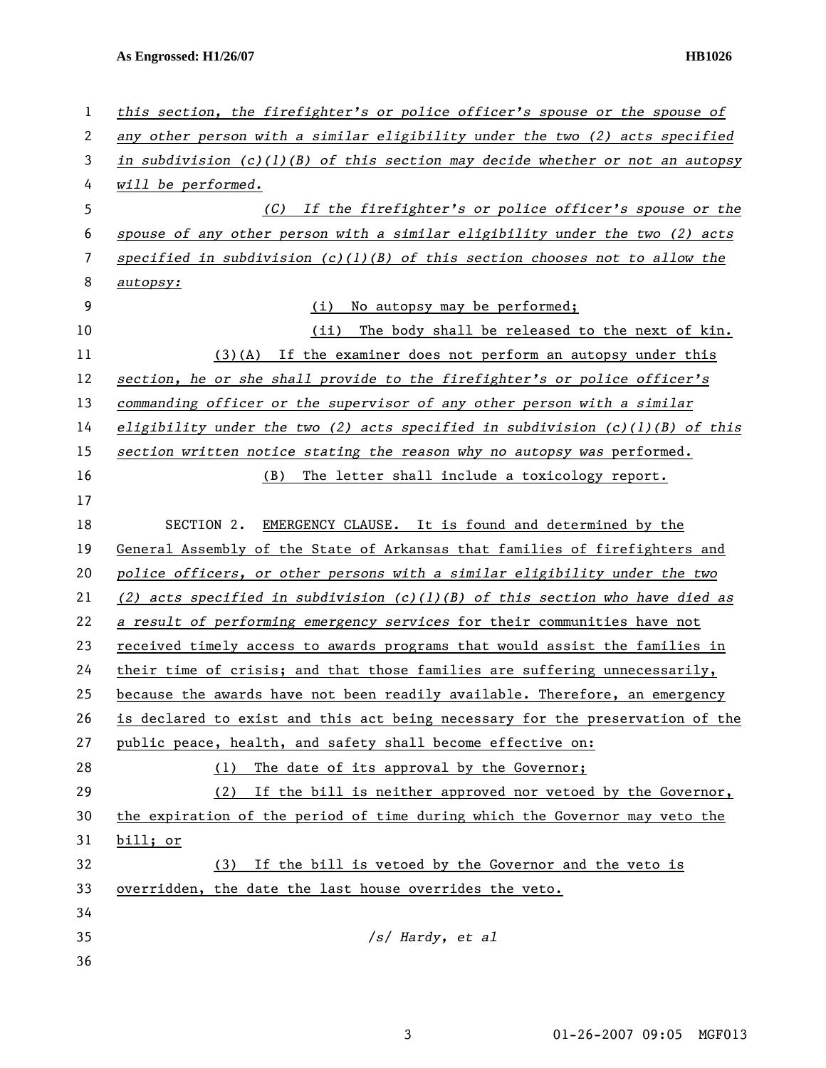*this section, the firefighter's or police officer's spouse or the spouse of any other person with a similar eligibility under the two (2) acts specified in subdivision (c)(1)(B) of this section may decide whether or not an autopsy will be performed.*

*(C) If the firefighter's or police officer's spouse or the spouse of any other person with a similar eligibility under the two (2) acts specified in subdivision (c)(1)(B) of this section chooses not to allow the autopsy:*

(i) No autopsy may be performed;

(ii) The body shall be released to the next of kin.

(3)(A) If the examiner does not perform an autopsy under this *section, he or she shall provide to the firefighter's or police officer's commanding officer or the supervisor of any other person with a similar eligibility under the two (2) acts specified in subdivision (c)(1)(B) of this section written notice stating the reason why no autopsy was* performed.

(B) The letter shall include a toxicology report.

SECTION 2. EMERGENCY CLAUSE. It is found and determined by the General Assembly of the State of Arkansas that families of firefighters and *police officers, or other persons with a similar eligibility under the two (2) acts specified in subdivision (c)(1)(B) of this section who have died as a result of performing emergency services* for their communities have not received timely access to awards programs that would assist the families in their time of crisis; and that those families are suffering unnecessarily, because the awards have not been readily available. Therefore, an emergency is declared to exist and this act being necessary for the preservation of the public peace, health, and safety shall become effective on:

(1) The date of its approval by the Governor;

(2) If the bill is neither approved nor vetoed by the Governor, the expiration of the period of time during which the Governor may veto the bill; or

(3) If the bill is vetoed by the Governor and the veto is overridden, the date the last house overrides the veto.

*/s/ Hardy, et al*